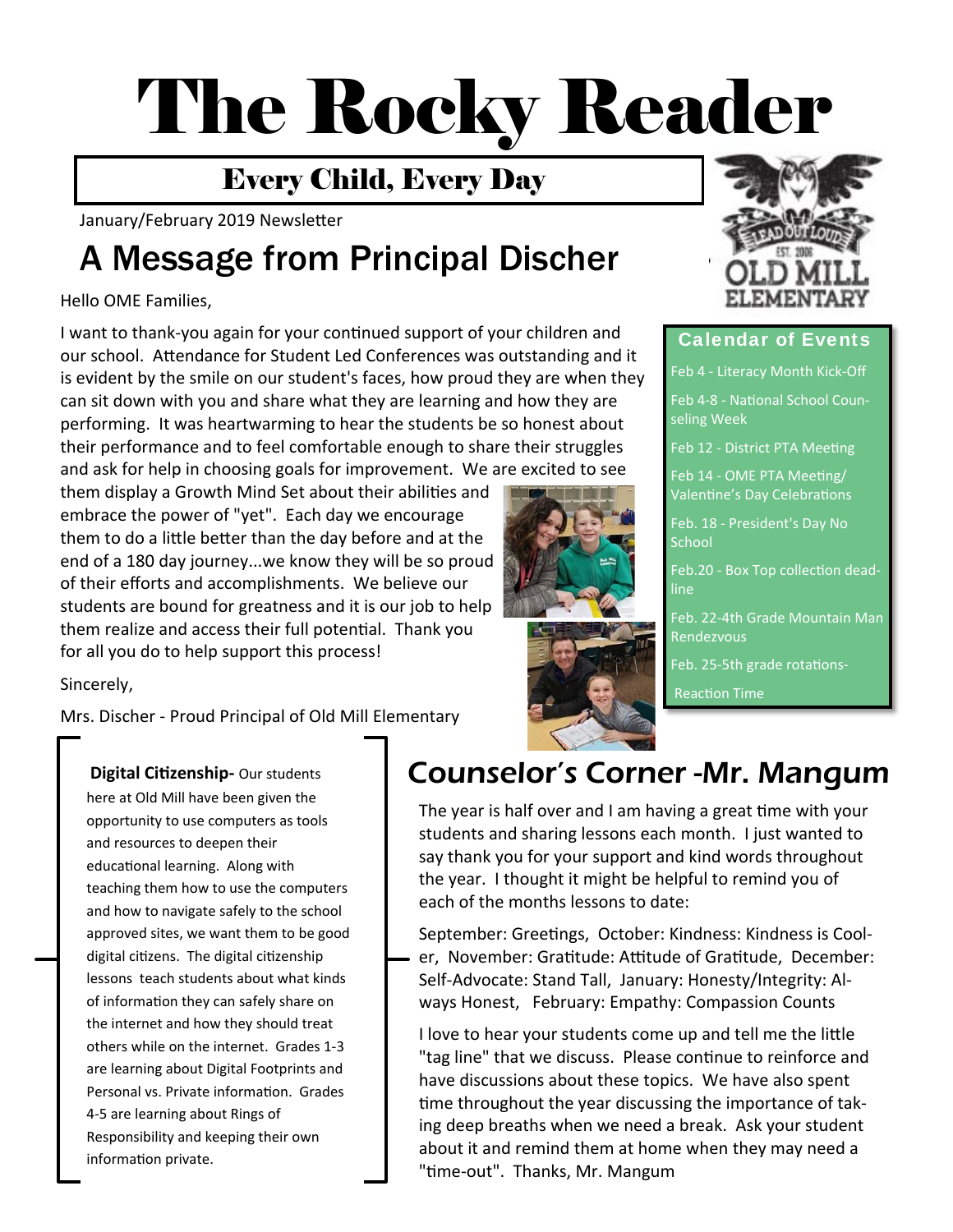# The Rocky Reader

## Every Child, Every Day

January/February 2019 Newsletter

## A Message from Principal Discher

Hello OME Families,

I want to thank-you again for your continued support of your children and our school. Attendance for Student Led Conferences was outstanding and it is evident by the smile on our student's faces, how proud they are when they can sit down with you and share what they are learning and how they are performing. It was heartwarming to hear the students be so honest about their performance and to feel comfortable enough to share their struggles and ask for help in choosing goals for improvement. We are excited to see them display a Growth Mind Set about their abilities and embrace the power of "yet". Each day we encourage them to do a little better than the day before and at the end of a 180 day journey...we know they will be so proud of their efforts and accomplishments. We believe our students are bound for greatness and it is our job to help them realize and access their full potential. Thank you for all you do to help support this process!

Sincerely,

Mrs. Discher - Proud Principal of Old Mill Elementary

### Calendar of Events

- Feb 4 - Literacy Month Kick-Off
- Feb 4-8 - National School Counseling Week
- Feb 12 - District PTA Meeting
- Feb 14 - OME PTA Meeting/ Valentine's Day Celebrations
- Feb. 18 - President's Day No School
- Feb.20 - Box Top collection deadline
- Feb. 22-4th Grade Mountain Man Rendezvous
- Feb. 25-5th grade rotations- Reaction Time

**Digital Citizenship-** Our students here at Old Mill have been given the opportunity to use computers as tools and resources to deepen their educational learning. Along with teaching them how to use the computers and how to navigate safely to the school approved sites, we want them to be good digital citizens. The digital citizenship lessons teach students about what kinds of information they can safely share on the internet and how they should treat others while on the internet. Grades 1-3 are learning about Digital Footprints and Personal vs. Private information. Grades 4-5 are learning about Rings of Responsibility and keeping their own information private.

## Counselor's Corner -Mr. Mangum

The year is half over and I am having a great time with your students and sharing lessons each month. I just wanted to say thank you for your support and kind words throughout the year. I thought it might be helpful to remind you of each of the months lessons to date:

September: Greetings, October: Kindness: Kindness is Cooler, November: Gratitude: Attitude of Gratitude, December: Self-Advocate: Stand Tall, January: Honesty/Integrity: Always Honest, February: Empathy: Compassion Counts

I love to hear your students come up and tell me the little "tag line" that we discuss. Please continue to reinforce and have discussions about these topics. We have also spent time throughout the year discussing the importance of taking deep breaths when we need a break. Ask your student about it and remind them at home when they may need a "time-out". Thanks, Mr. Mangum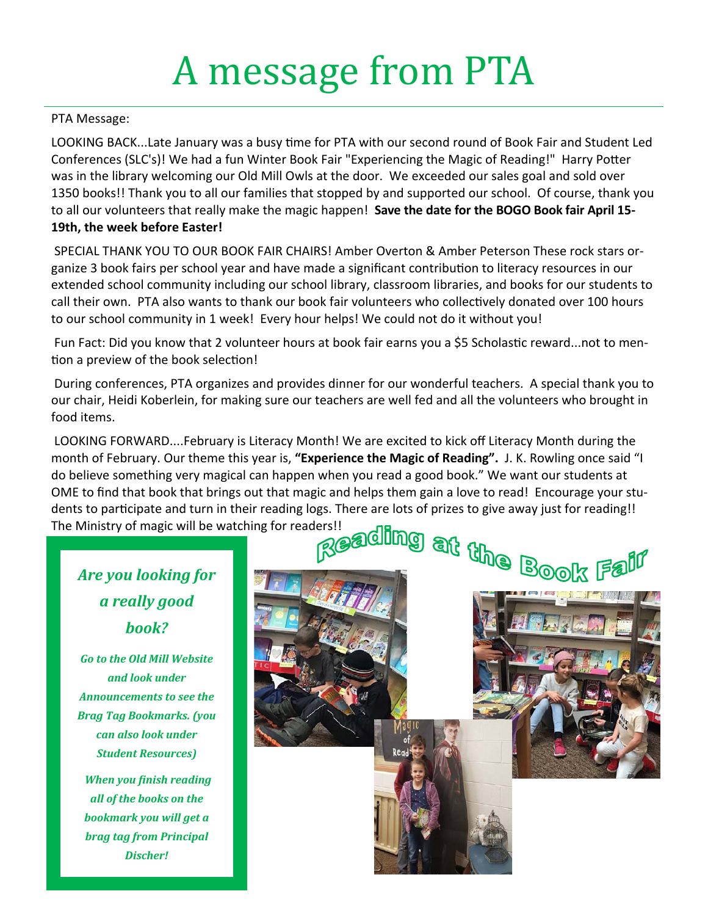# A message from PTA

PTA Message:

LOOKING BACK...Late January was a busy time for PTA with our second round of Book Fair and Student Led Conferences (SLC's)! We had a fun Winter Book Fair "Experiencing the Magic of Reading!" Harry Potter was in the library welcoming our Old Mill Owls at the door. We exceeded our sales goal and sold over 1350 books!! Thank you to all our families that stopped by and supported our school. Of course, thank you to all our volunteers that really make the magic happen! **Save the date for the BOGO Book fair April 15-19th, the week before Easter!**

SPECIAL THANK YOU TO OUR BOOK FAIR CHAIRS! Amber Overton & Amber Peterson These rock stars organize 3 book fairs per school year and have made a significant contribution to literacy resources in our extended school community including our school library, classroom libraries, and books for our students to call their own. PTA also wants to thank our book fair volunteers who collectively donated over 100 hours to our school community in 1 week! Every hour helps! We could not do it without you!

Fun Fact: Did you know that 2 volunteer hours at book fair earns you a $5 Scholastic reward...not to mention a preview of the book selection!

During conferences, PTA organizes and provides dinner for our wonderful teachers. A special thank you to our chair, Heidi Koberlein, for making sure our teachers are well fed and all the volunteers who brought in food items.

LOOKING FORWARD....February is Literacy Month! We are excited to kick off Literacy Month during the month of February. Our theme this year is, **"Experience the Magic of Reading".** J. K. Rowling once said "I do believe something very magical can happen when you read a good book." We want our students at OME to find that book that brings out that magic and helps them gain a love to read! Encourage your students to participate and turn in their reading logs. There are lots of prizes to give away just for reading!! The Ministry of magic will be watching for readers!!

***Are you looking for a really good book?***

***Go to the Old Mill Website and look under Announcements to see the Brag Tag Bookmarks. (you can also look under Student Resources)***

***When you finish reading all of the books on the bookmark you will get a brag tag from Principal Discher!***

Reading at the Book Fair